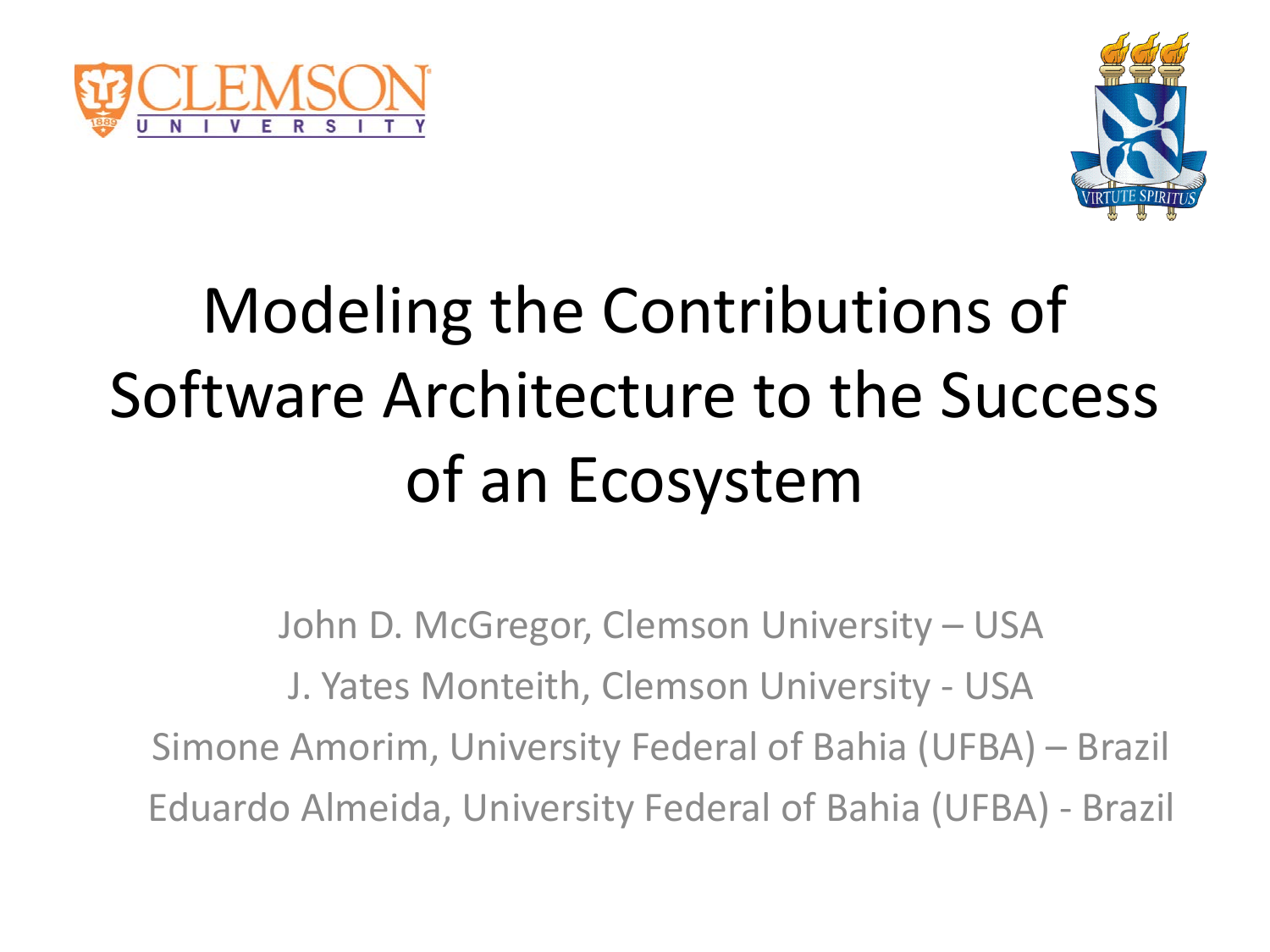# Modeling the Contributions of Software Architecture to the Success of an Ecosystem

John D. McGregor, Clemson University – USA

J. Yates Monteith, Clemson University - USA

Simone Amorim, University Federal of Bahia (UFBA) – Brazil

Eduardo Almeida, University Federal of Bahia (UFBA) - Brazil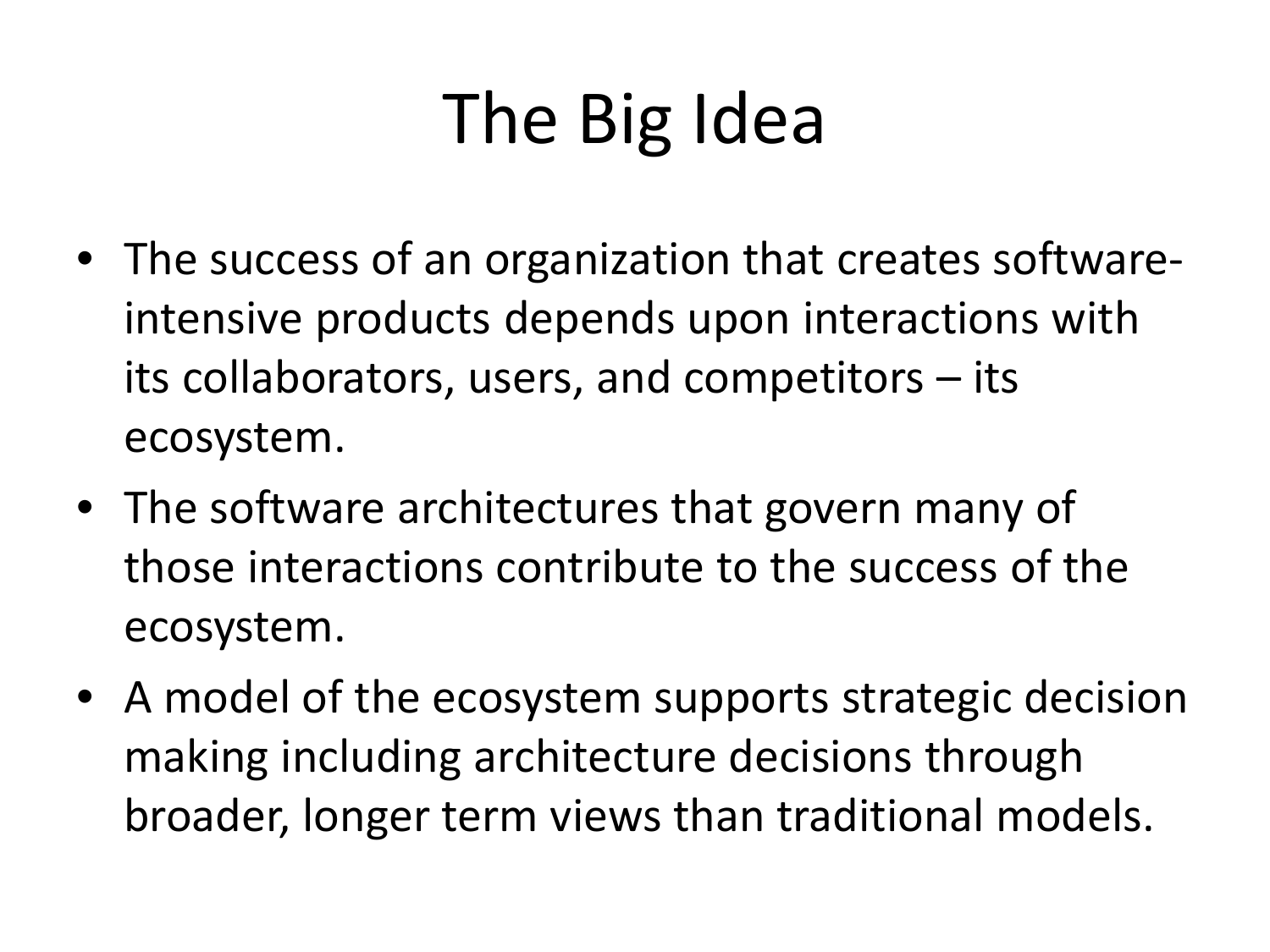# The Big Idea

- The success of an organization that creates software-intensive products depends upon interactions with its collaborators, users, and competitors – its ecosystem.
- The software architectures that govern many of those interactions contribute to the success of the ecosystem.
- A model of the ecosystem supports strategic decision making including architecture decisions through broader, longer term views than traditional models.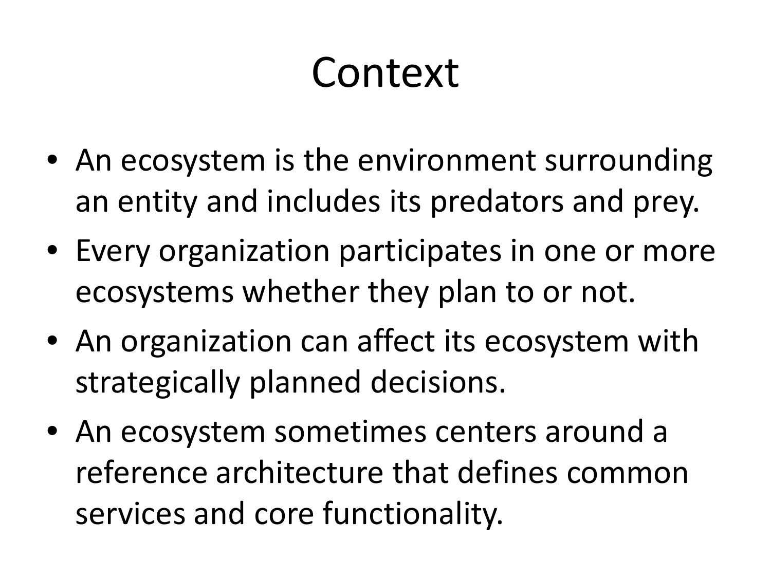# Context

- An ecosystem is the environment surrounding an entity and includes its predators and prey.
- Every organization participates in one or more ecosystems whether they plan to or not.
- An organization can affect its ecosystem with strategically planned decisions.
- An ecosystem sometimes centers around a reference architecture that defines common services and core functionality.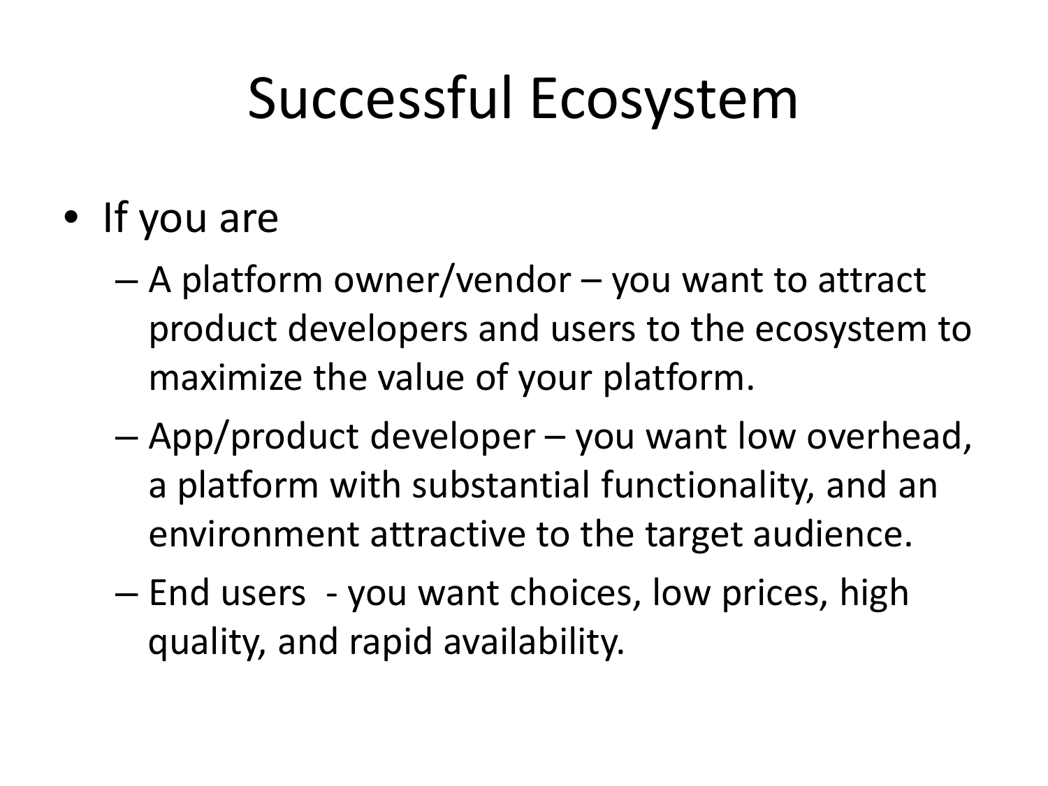# Successful Ecosystem

- If you are
  - A platform owner/vendor – you want to attract product developers and users to the ecosystem to maximize the value of your platform.
  - App/product developer – you want low overhead, a platform with substantial functionality, and an environment attractive to the target audience.
  - End users - you want choices, low prices, high quality, and rapid availability.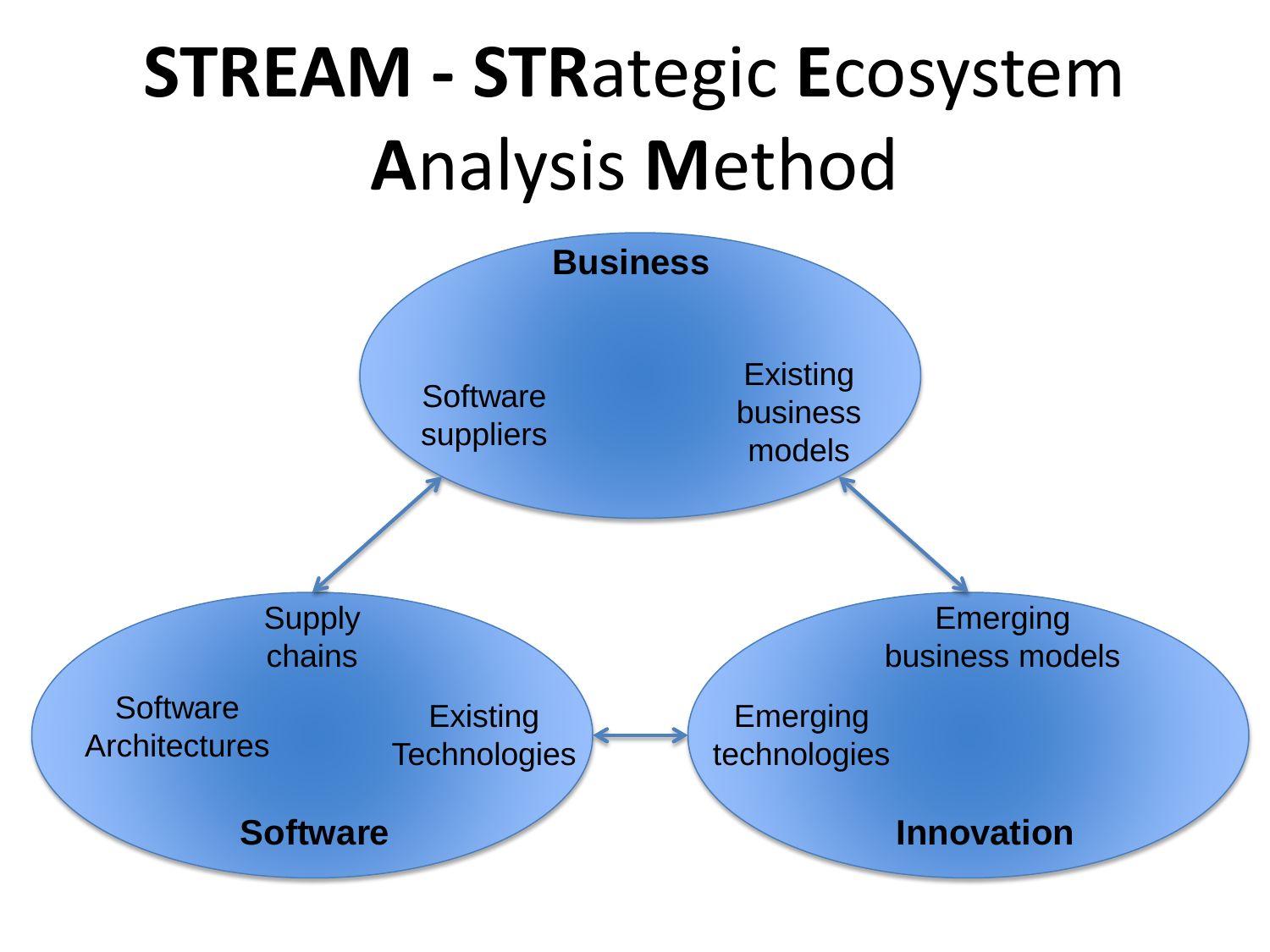# STREAM - STRategic Ecosystem Analysis Method

**Business**

Software suppliers

Existing business models

**Software**

Supply chains

Software Architectures

Existing Technologies

**Innovation**

Emerging business models

Emerging technologies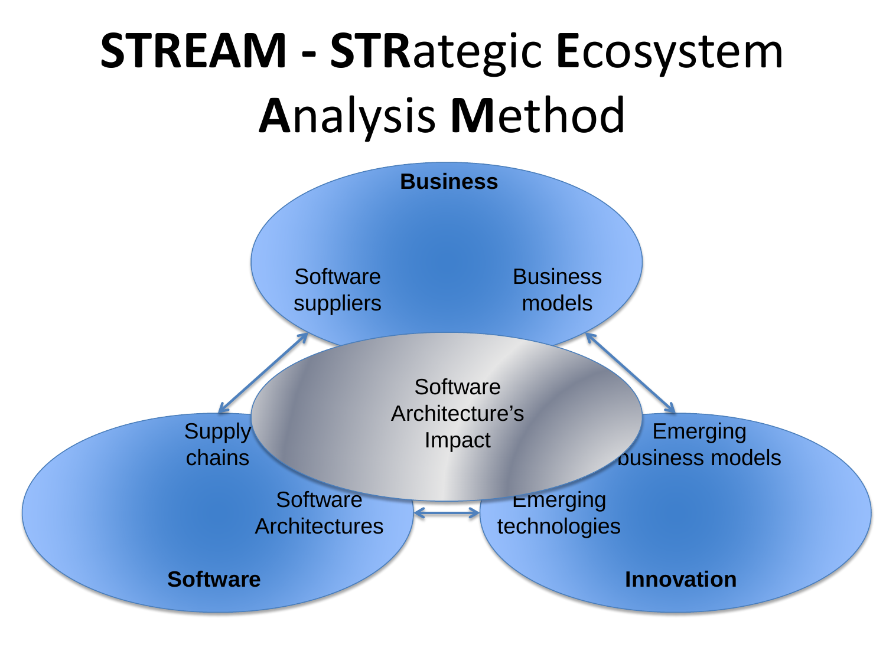# STREAM - STRategic Ecosystem Analysis Method

**Business**

Software suppliers

Business models

Software Architecture's Impact

Supply chains

Software Architectures

**Software**

Emerging business models

Emerging technologies

**Innovation**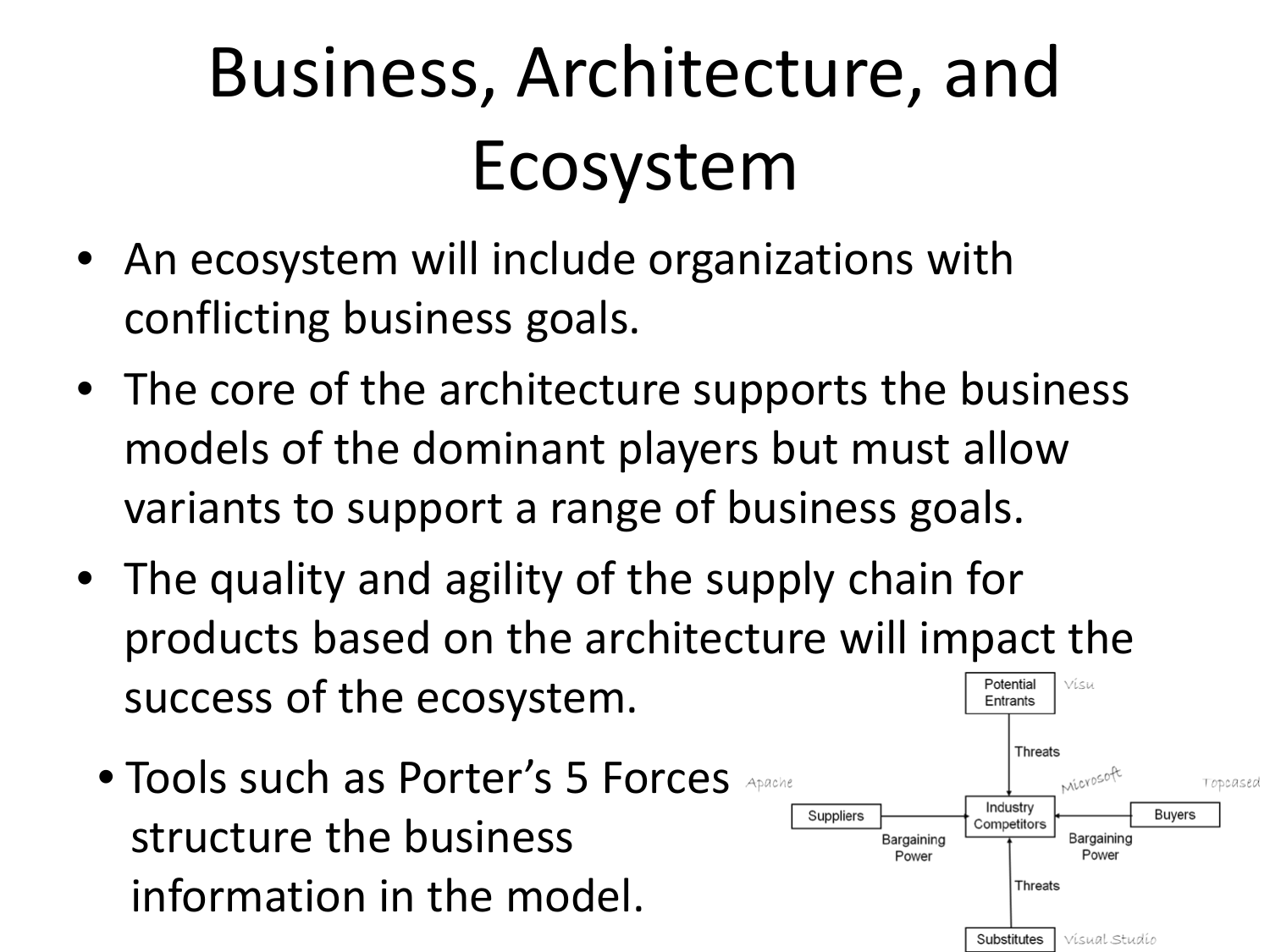# Business, Architecture, and Ecosystem

- An ecosystem will include organizations with conflicting business goals.
- The core of the architecture supports the business models of the dominant players but must allow variants to support a range of business goals.
- The quality and agility of the supply chain for products based on the architecture will impact the success of the ecosystem.
  - Tools such as Porter's 5 Forces structure the business information in the model.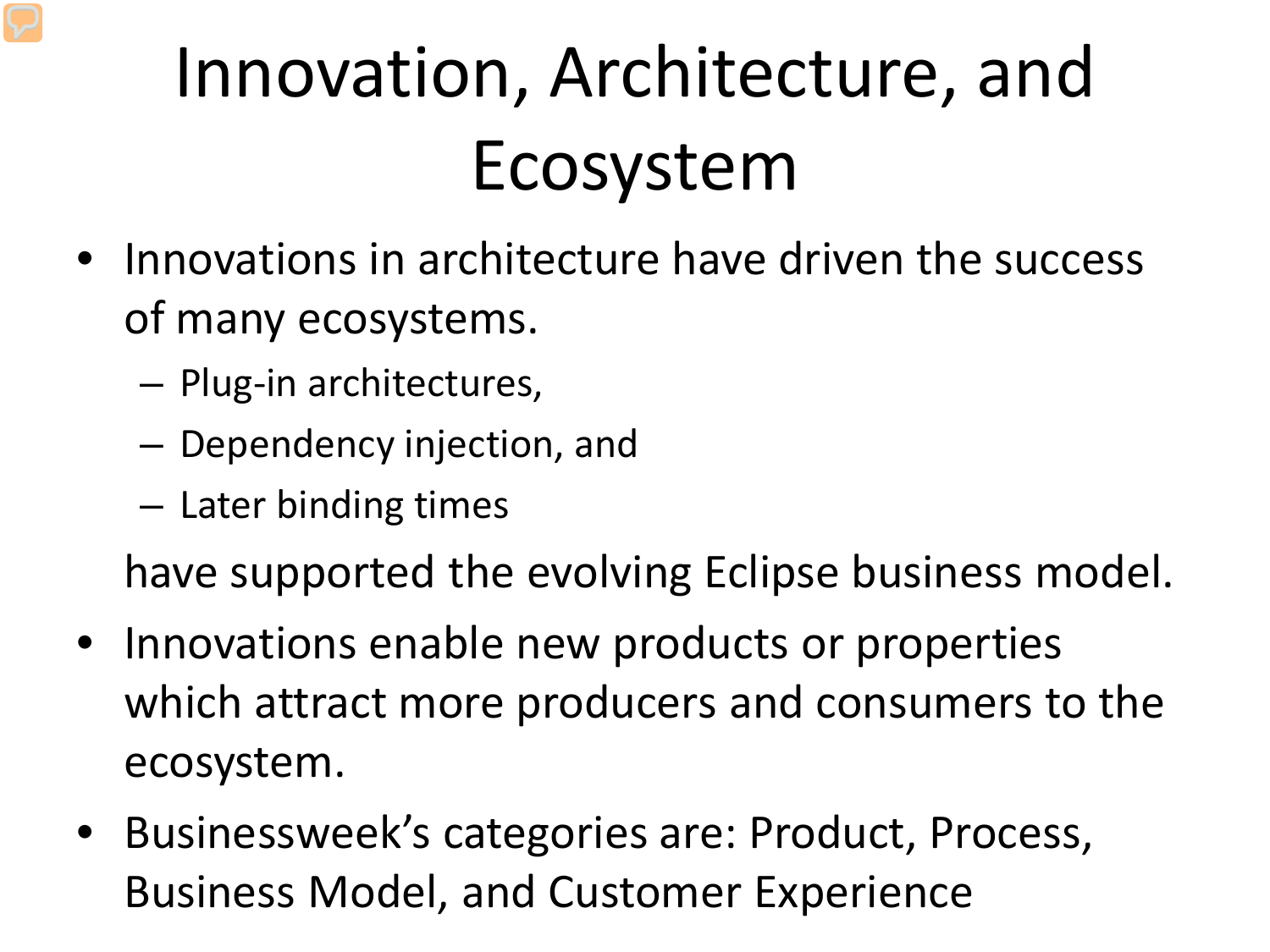# Innovation, Architecture, and Ecosystem

- Innovations in architecture have driven the success of many ecosystems.
  - Plug-in architectures,
  - Dependency injection, and
  - Later binding times

  have supported the evolving Eclipse business model.
- Innovations enable new products or properties which attract more producers and consumers to the ecosystem.
- Businessweek's categories are: Product, Process, Business Model, and Customer Experience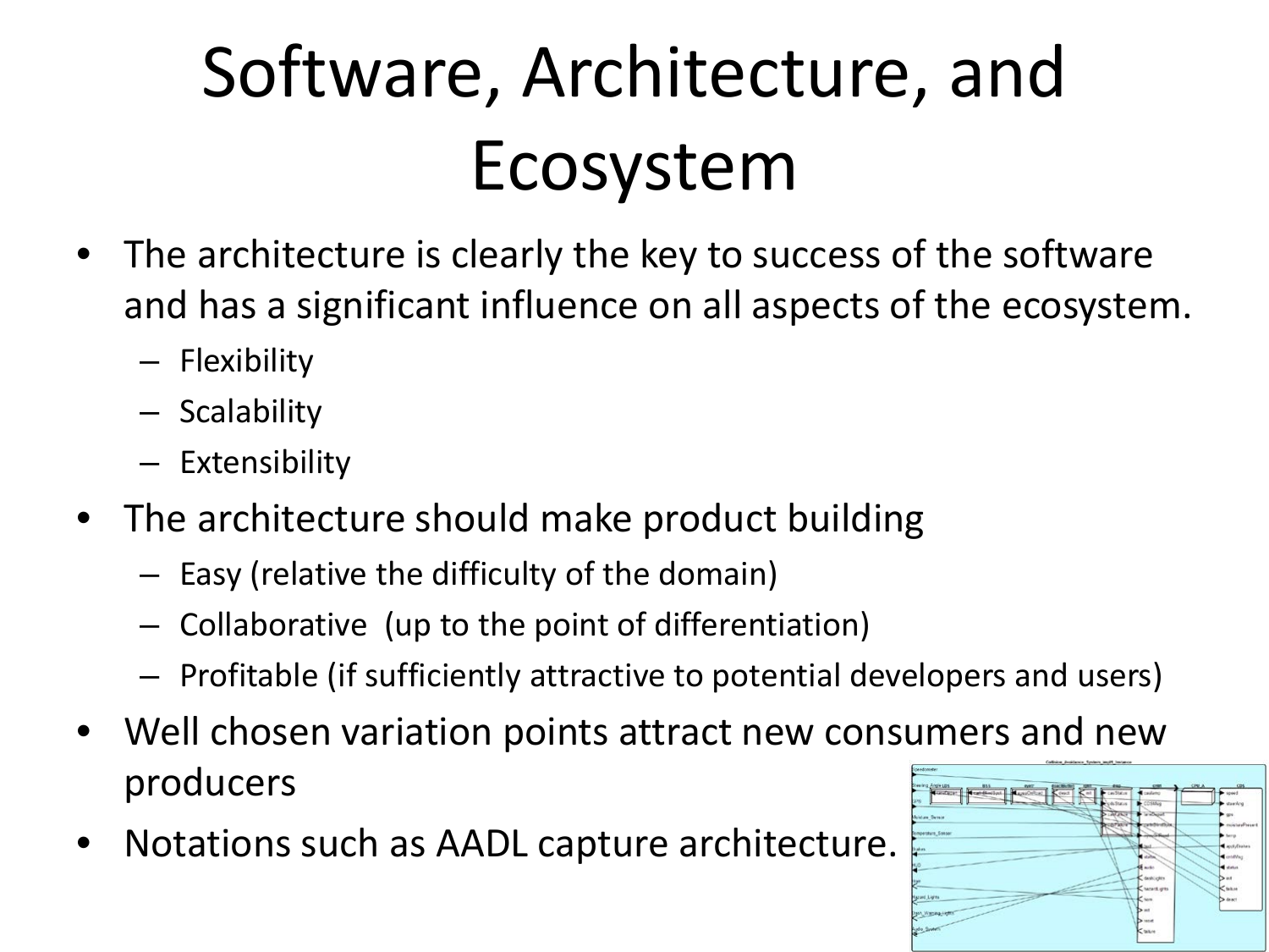# Software, Architecture, and Ecosystem

- The architecture is clearly the key to success of the software and has a significant influence on all aspects of the ecosystem.
  - Flexibility
  - Scalability
  - Extensibility
- The architecture should make product building
  - Easy (relative the difficulty of the domain)
  - Collaborative (up to the point of differentiation)
  - Profitable (if sufficiently attractive to potential developers and users)
- Well chosen variation points attract new consumers and new producers
- Notations such as AADL capture architecture.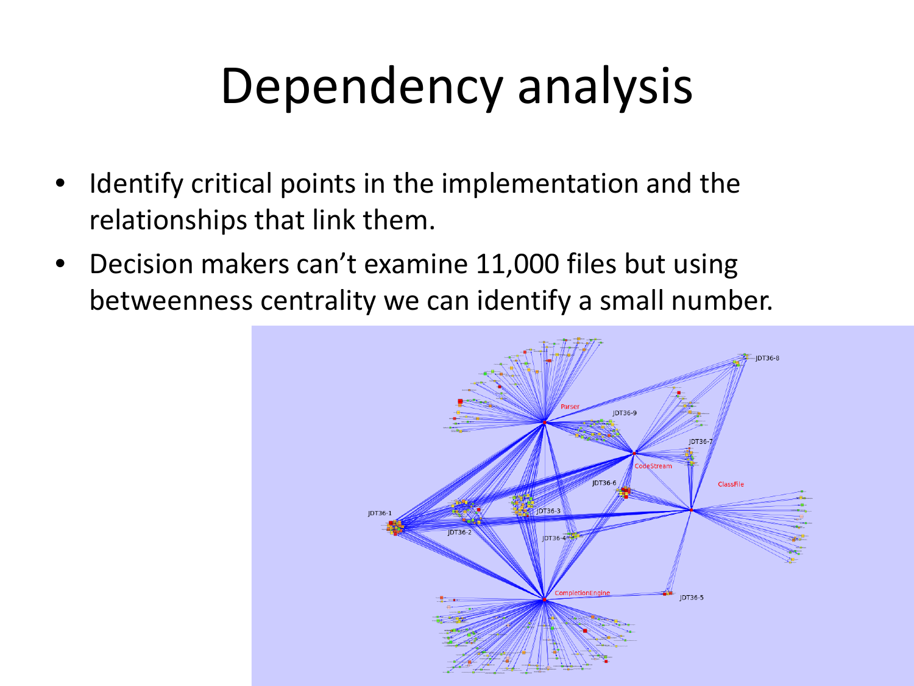# Dependency analysis

- Identify critical points in the implementation and the relationships that link them.
- Decision makers can't examine 11,000 files but using betweenness centrality we can identify a small number.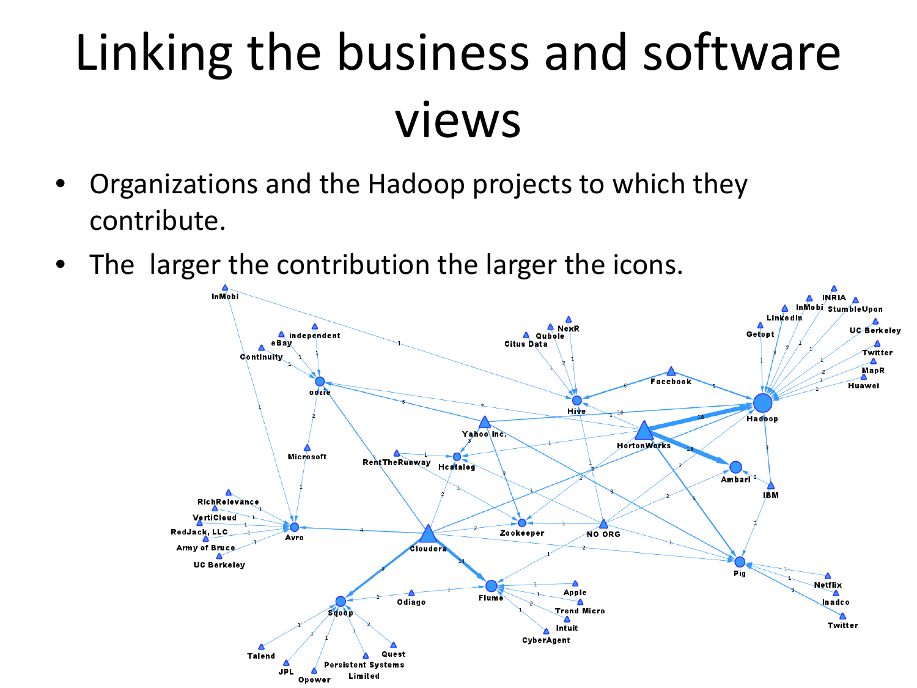# Linking the business and software views

- Organizations and the Hadoop projects to which they contribute.
- The larger the contribution the larger the icons.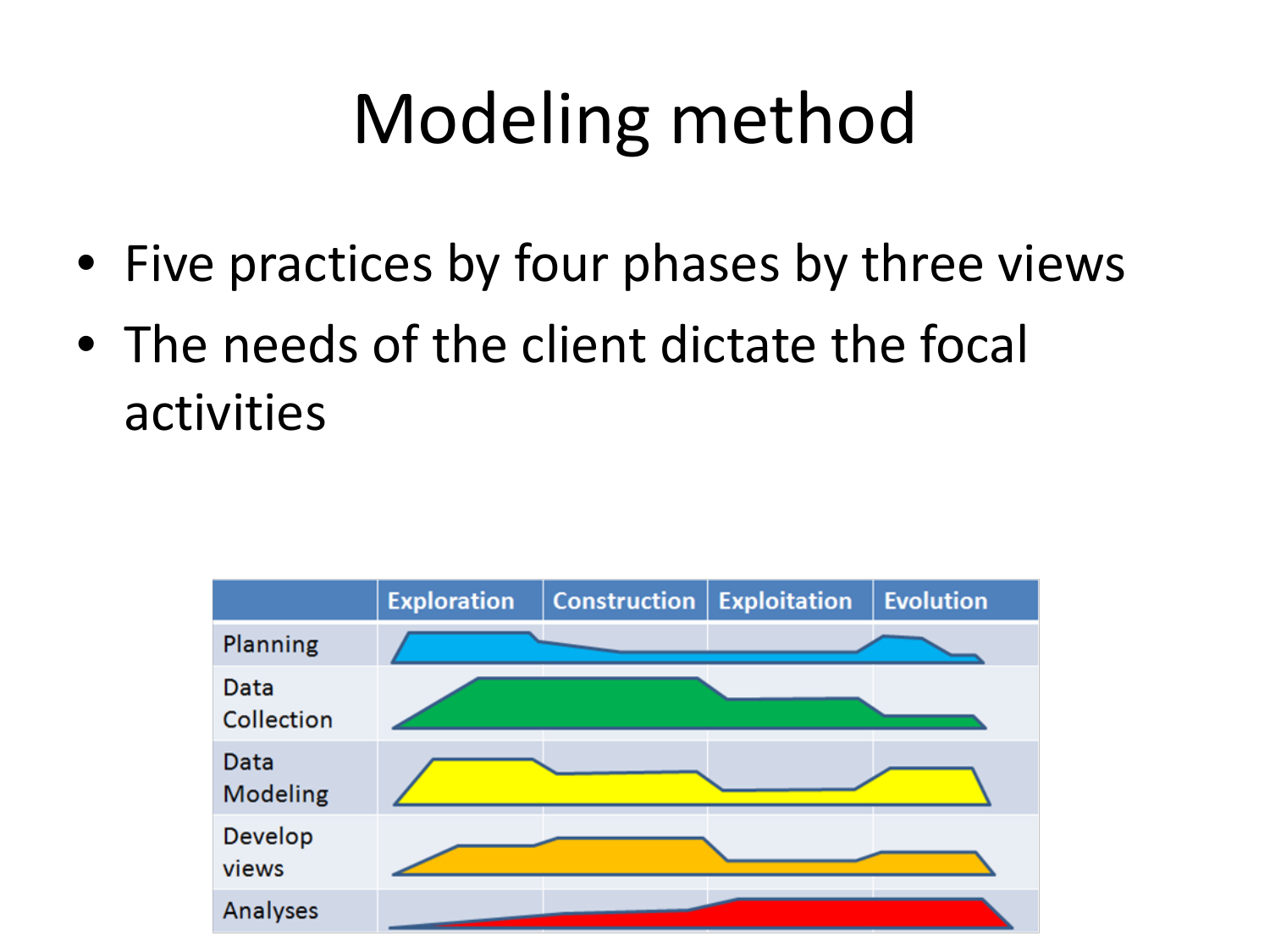# Modeling method

- Five practices by four phases by three views
- The needs of the client dictate the focal activities

| | Exploration | Construction | Exploitation | Evolution |
|---|---|---|---|---|
| Planning | | | | |
| Data Collection | | | | |
| Data Modeling | | | | |
| Develop views | | | | |
| Analyses | | | | |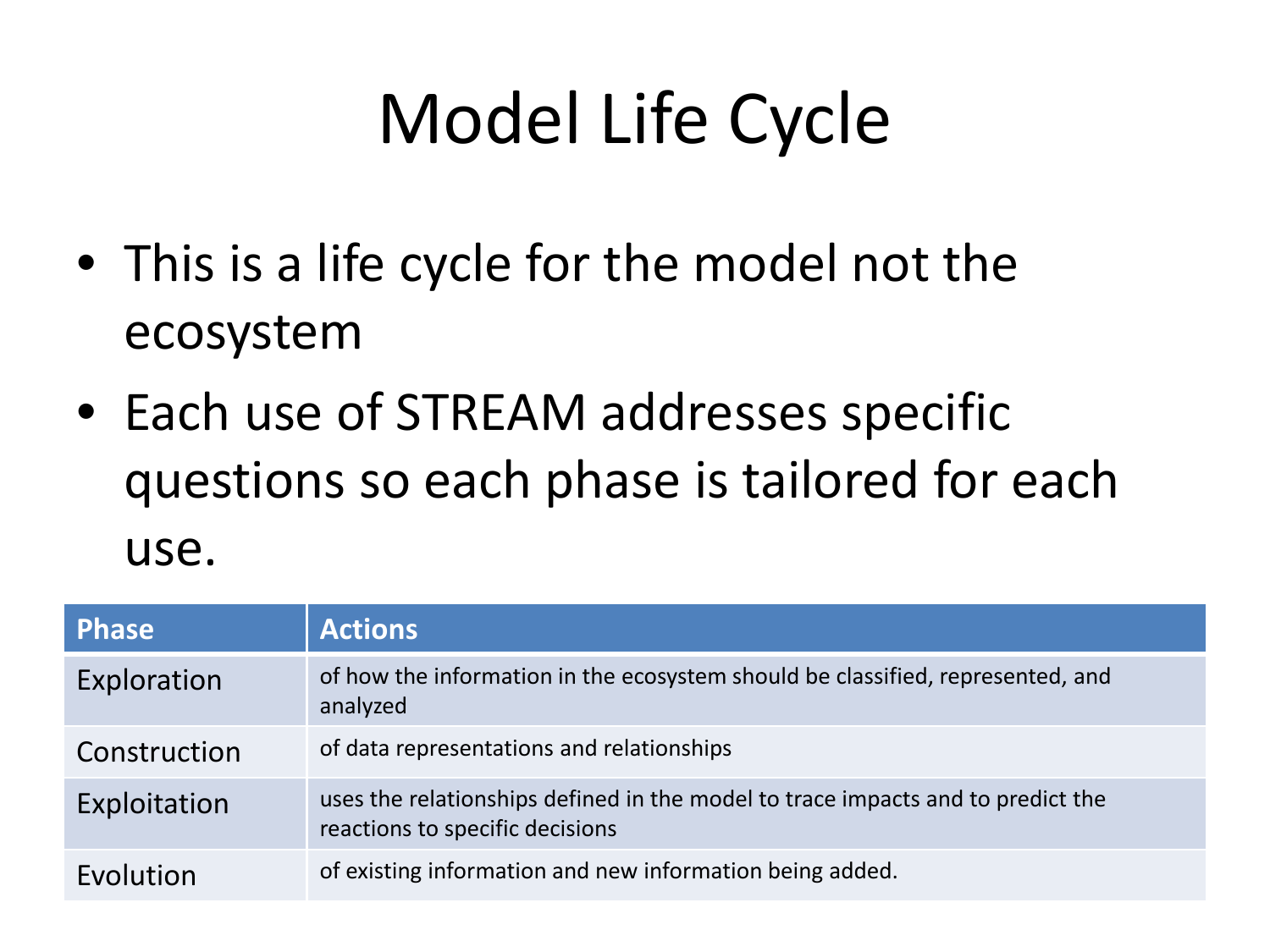# Model Life Cycle

- This is a life cycle for the model not the ecosystem
- Each use of STREAM addresses specific questions so each phase is tailored for each use.

| Phase | Actions |
| --- | --- |
| Exploration | of how the information in the ecosystem should be classified, represented, and analyzed |
| Construction | of data representations and relationships |
| Exploitation | uses the relationships defined in the model to trace impacts and to predict the reactions to specific decisions |
| Evolution | of existing information and new information being added. |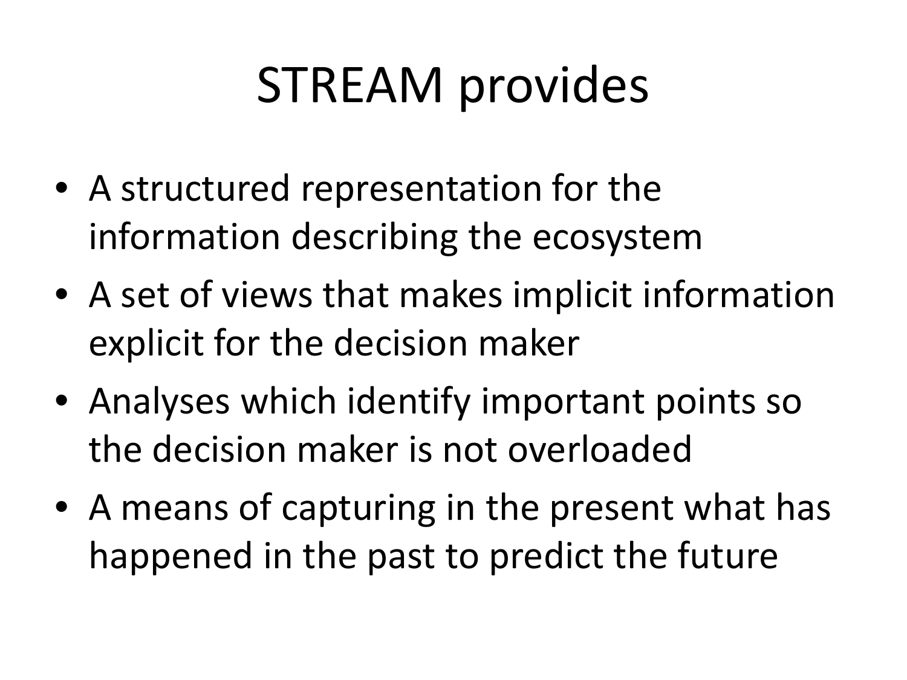# STREAM provides

- A structured representation for the information describing the ecosystem
- A set of views that makes implicit information explicit for the decision maker
- Analyses which identify important points so the decision maker is not overloaded
- A means of capturing in the present what has happened in the past to predict the future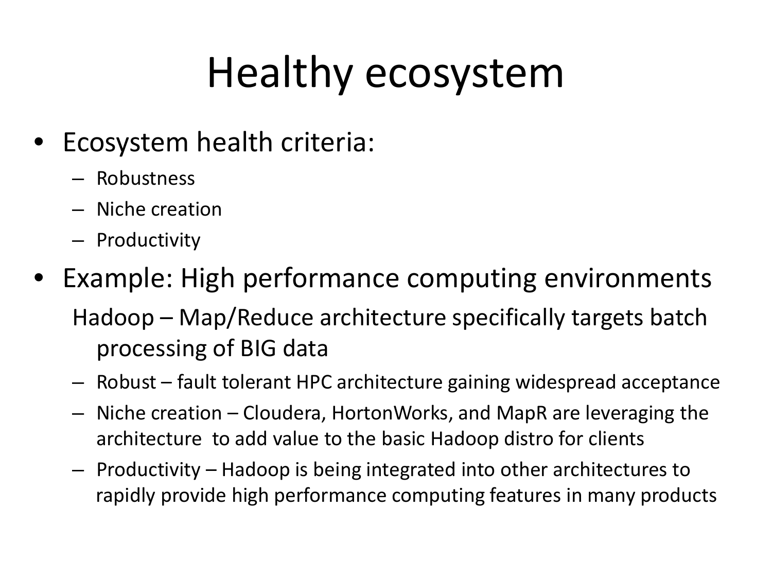# Healthy ecosystem

- Ecosystem health criteria:
  - Robustness
  - Niche creation
  - Productivity
- Example: High performance computing environments

  Hadoop – Map/Reduce architecture specifically targets batch processing of BIG data

  - Robust – fault tolerant HPC architecture gaining widespread acceptance
  - Niche creation – Cloudera, HortonWorks, and MapR are leveraging the architecture to add value to the basic Hadoop distro for clients
  - Productivity – Hadoop is being integrated into other architectures to rapidly provide high performance computing features in many products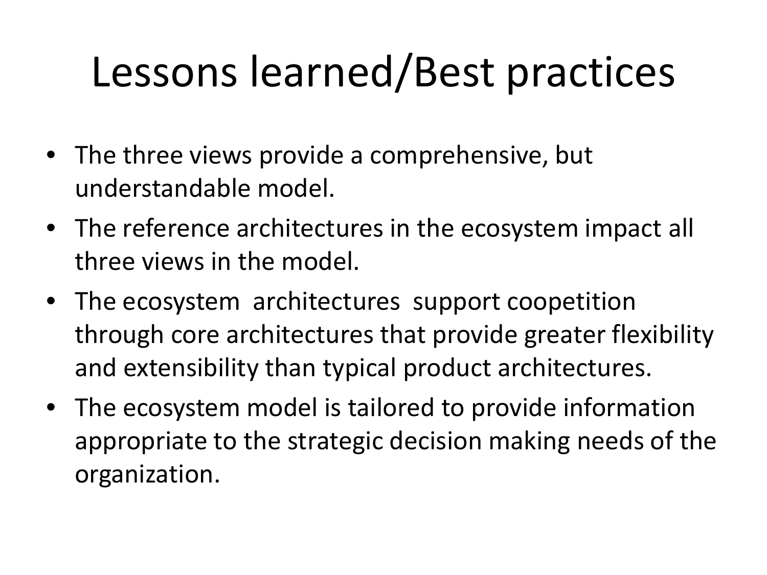# Lessons learned/Best practices

- The three views provide a comprehensive, but understandable model.
- The reference architectures in the ecosystem impact all three views in the model.
- The ecosystem architectures support coopetition through core architectures that provide greater flexibility and extensibility than typical product architectures.
- The ecosystem model is tailored to provide information appropriate to the strategic decision making needs of the organization.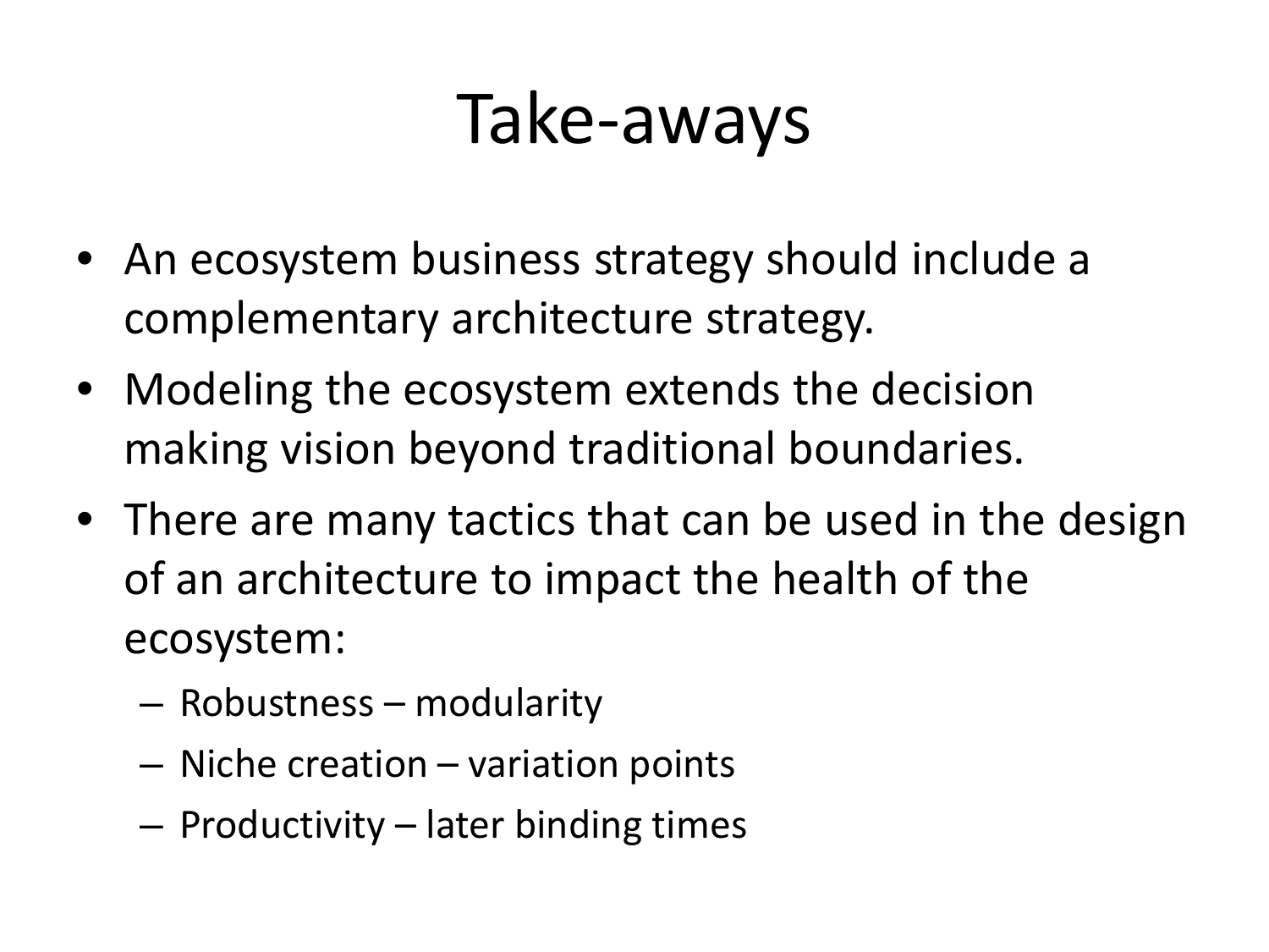# Take-aways

- An ecosystem business strategy should include a complementary architecture strategy.
- Modeling the ecosystem extends the decision making vision beyond traditional boundaries.
- There are many tactics that can be used in the design of an architecture to impact the health of the ecosystem:
  - Robustness – modularity
  - Niche creation – variation points
  - Productivity – later binding times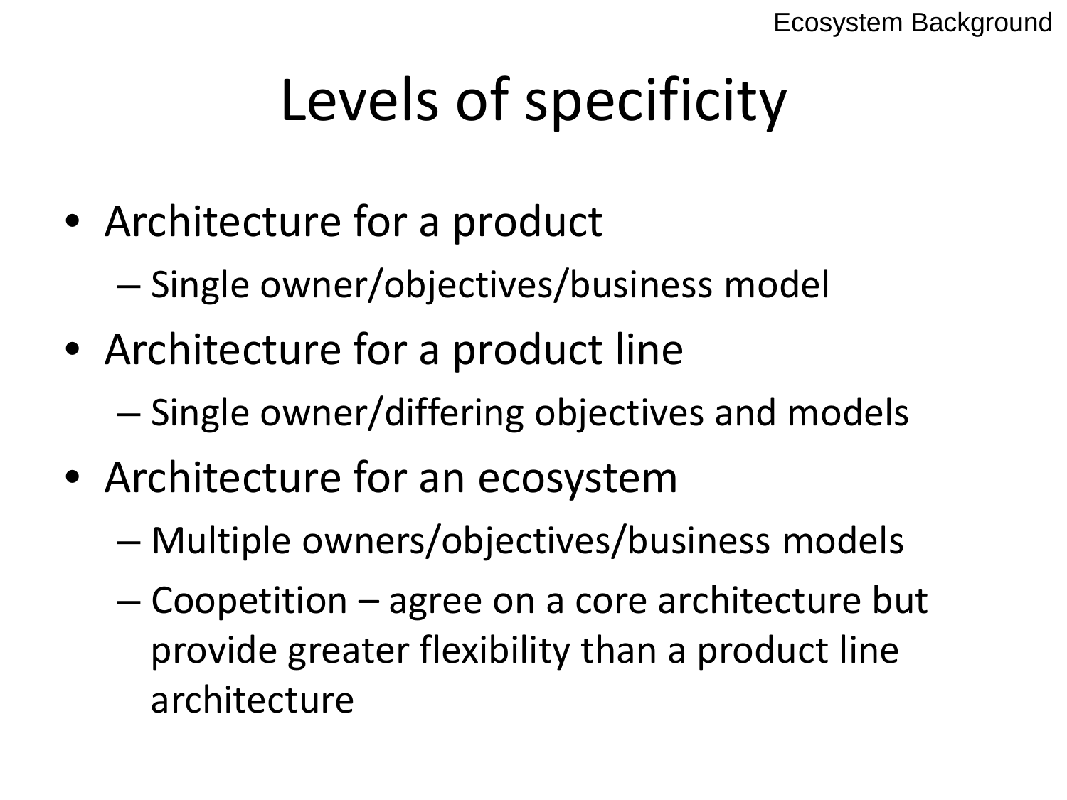# Levels of specificity

- Architecture for a product
  - Single owner/objectives/business model
- Architecture for a product line
  - Single owner/differing objectives and models
- Architecture for an ecosystem
  - Multiple owners/objectives/business models
  - Coopetition – agree on a core architecture but provide greater flexibility than a product line architecture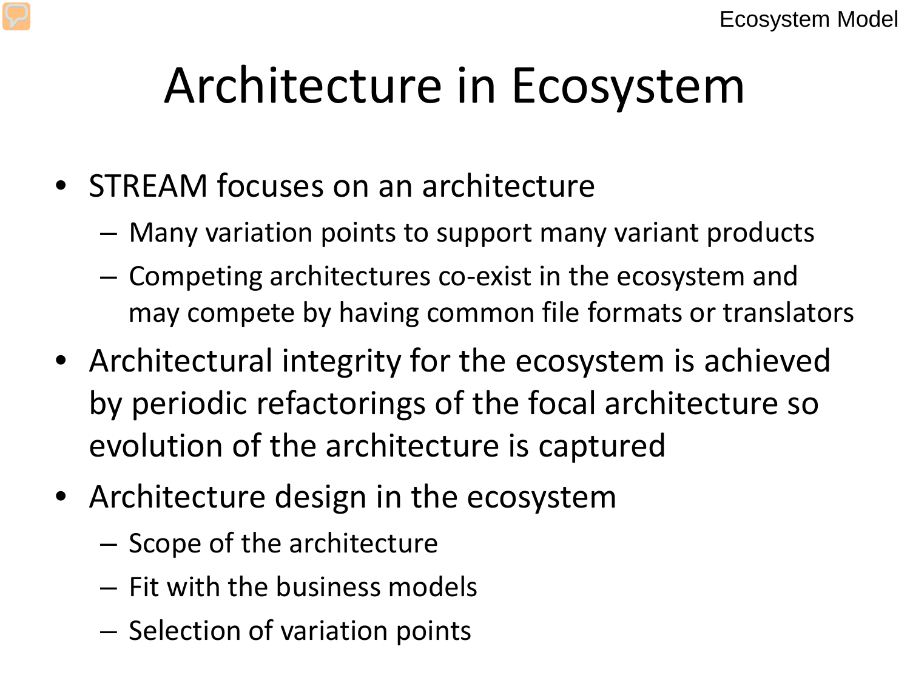# Architecture in Ecosystem

- STREAM focuses on an architecture
  - Many variation points to support many variant products
  - Competing architectures co-exist in the ecosystem and may compete by having common file formats or translators
- Architectural integrity for the ecosystem is achieved by periodic refactorings of the focal architecture so evolution of the architecture is captured
- Architecture design in the ecosystem
  - Scope of the architecture
  - Fit with the business models
  - Selection of variation points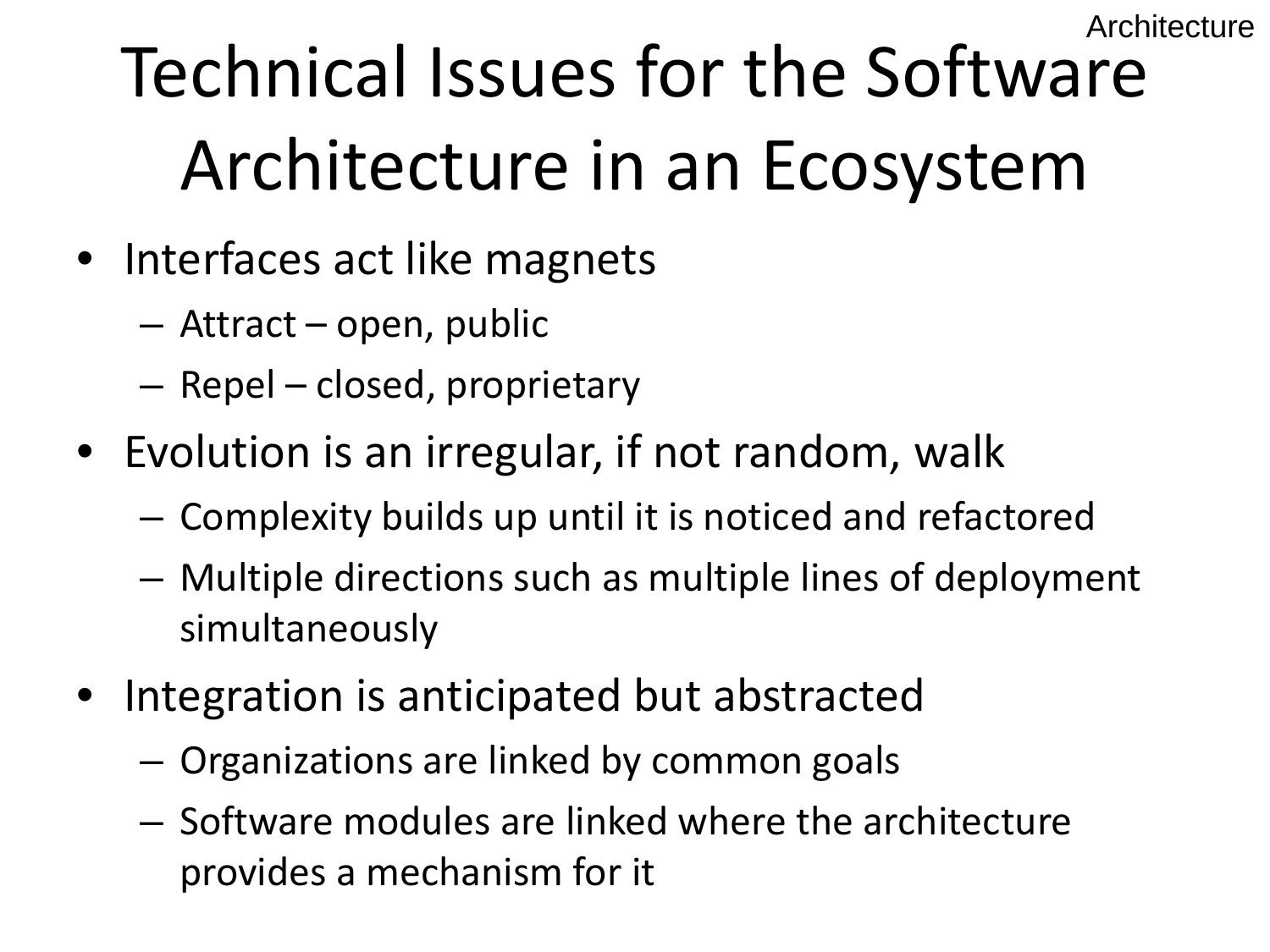# Technical Issues for the Software Architecture in an Ecosystem

- Interfaces act like magnets
  - Attract – open, public
  - Repel – closed, proprietary
- Evolution is an irregular, if not random, walk
  - Complexity builds up until it is noticed and refactored
  - Multiple directions such as multiple lines of deployment simultaneously
- Integration is anticipated but abstracted
  - Organizations are linked by common goals
  - Software modules are linked where the architecture provides a mechanism for it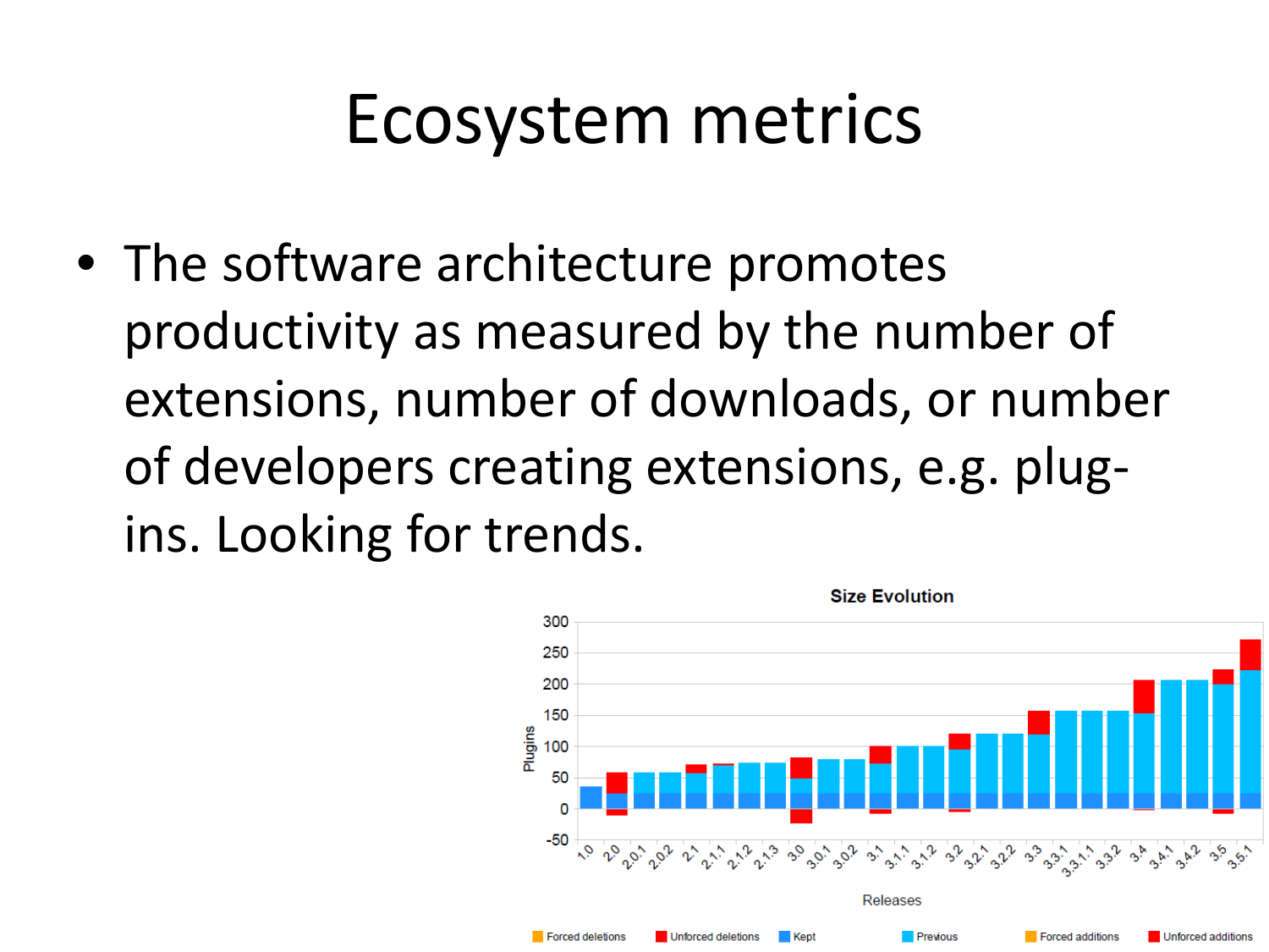# Ecosystem metrics

- The software architecture promotes productivity as measured by the number of extensions, number of downloads, or number of developers creating extensions, e.g. plug-ins. Looking for trends.

Size Evolution

Plugins

300
250
200
150
100
50
0
-50

1.0 2.0 2.0.1 2.0.2 2.1 2.1.1 2.1.2 2.1.3 3.0 3.0.1 3.0.2 3.1 3.1.1 3.1.2 3.2 3.2.1 3.2.2 3.3 3.3.1 3.3.1.1 3.3.2 3.4 3.4.1 3.4.2 3.5 3.5.1

Releases

Forced deletions, Unforced deletions, Kept, Previous, Forced additions, Unforced additions